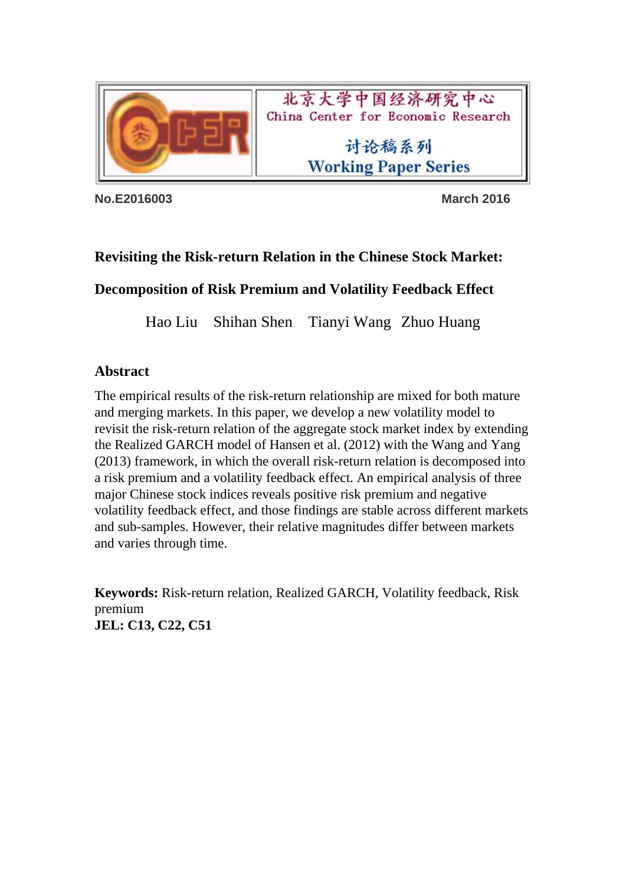北京大学中国经济研究中心
China Center for Economic Research

讨论稿系列
Working Paper Series

**No.E2016003** **March 2016**

# Revisiting the Risk-return Relation in the Chinese Stock Market: Decomposition of Risk Premium and Volatility Feedback Effect

Hao Liu Shihan Shen Tianyi Wang Zhuo Huang

## Abstract

The empirical results of the risk-return relationship are mixed for both mature and merging markets. In this paper, we develop a new volatility model to revisit the risk-return relation of the aggregate stock market index by extending the Realized GARCH model of Hansen et al. (2012) with the Wang and Yang (2013) framework, in which the overall risk-return relation is decomposed into a risk premium and a volatility feedback effect. An empirical analysis of three major Chinese stock indices reveals positive risk premium and negative volatility feedback effect, and those findings are stable across different markets and sub-samples. However, their relative magnitudes differ between markets and varies through time.

**Keywords:** Risk-return relation, Realized GARCH, Volatility feedback, Risk premium
**JEL: C13, C22, C51**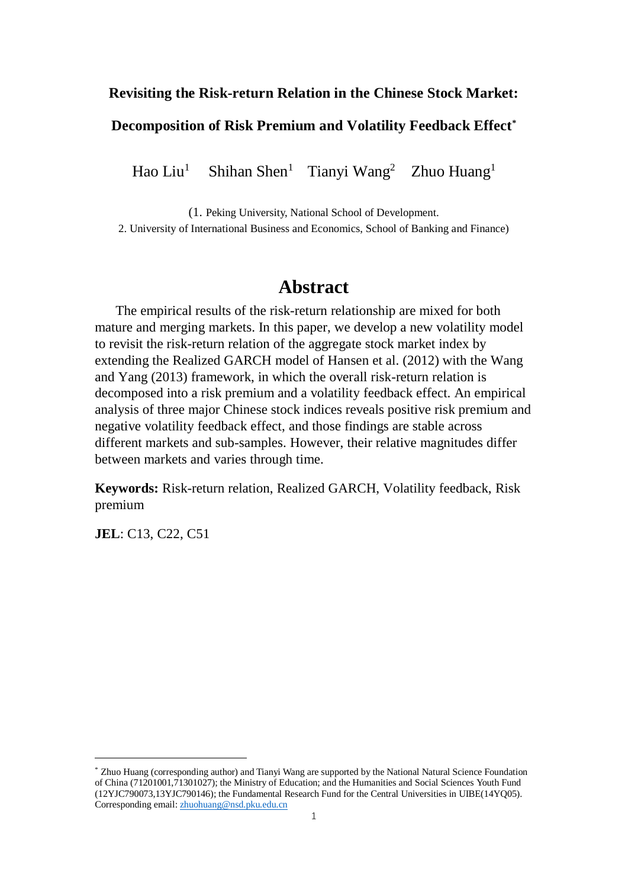**Revisiting the Risk-return Relation in the Chinese Stock Market:**

**Decomposition of Risk Premium and Volatility Feedback Effect***

Hao Liu[1] Shihan Shen[1] Tianyi Wang[2] Zhuo Huang[1]

(1. Peking University, National School of Development.
2. University of International Business and Economics, School of Banking and Finance)

# Abstract

The empirical results of the risk-return relationship are mixed for both mature and merging markets. In this paper, we develop a new volatility model to revisit the risk-return relation of the aggregate stock market index by extending the Realized GARCH model of Hansen et al. (2012) with the Wang and Yang (2013) framework, in which the overall risk-return relation is decomposed into a risk premium and a volatility feedback effect. An empirical analysis of three major Chinese stock indices reveals positive risk premium and negative volatility feedback effect, and those findings are stable across different markets and sub-samples. However, their relative magnitudes differ between markets and varies through time.

**Keywords:** Risk-return relation, Realized GARCH, Volatility feedback, Risk premium

**JEL**: C13, C22, C51

---

* Zhuo Huang (corresponding author) and Tianyi Wang are supported by the National Natural Science Foundation of China (71201001,71301027); the Ministry of Education; and the Humanities and Social Sciences Youth Fund (12YJC790073,13YJC790146); the Fundamental Research Fund for the Central Universities in UIBE(14YQ05). Corresponding email: zhuohuang@nsd.pku.edu.cn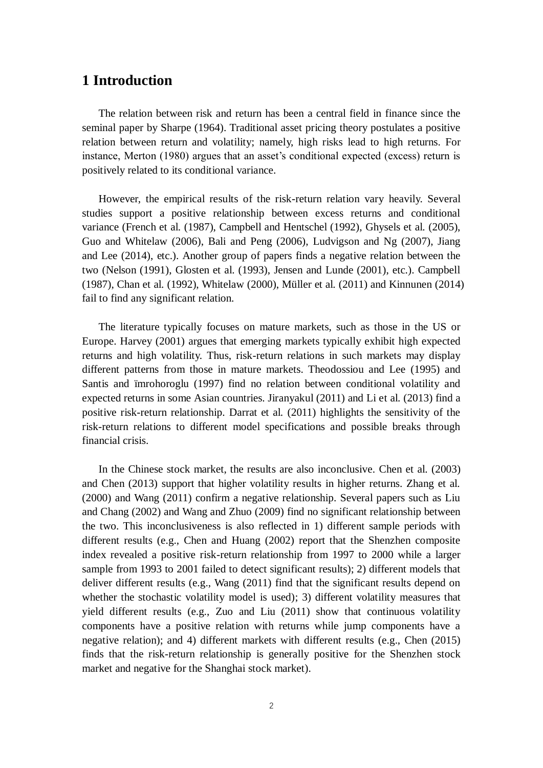# 1 Introduction

The relation between risk and return has been a central field in finance since the seminal paper by Sharpe (1964). Traditional asset pricing theory postulates a positive relation between return and volatility; namely, high risks lead to high returns. For instance, Merton (1980) argues that an asset's conditional expected (excess) return is positively related to its conditional variance.

However, the empirical results of the risk-return relation vary heavily. Several studies support a positive relationship between excess returns and conditional variance (French et al. (1987), Campbell and Hentschel (1992), Ghysels et al. (2005), Guo and Whitelaw (2006), Bali and Peng (2006), Ludvigson and Ng (2007), Jiang and Lee (2014), etc.). Another group of papers finds a negative relation between the two (Nelson (1991), Glosten et al. (1993), Jensen and Lunde (2001), etc.). Campbell (1987), Chan et al. (1992), Whitelaw (2000), Müller et al. (2011) and Kinnunen (2014) fail to find any significant relation.

The literature typically focuses on mature markets, such as those in the US or Europe. Harvey (2001) argues that emerging markets typically exhibit high expected returns and high volatility. Thus, risk-return relations in such markets may display different patterns from those in mature markets. Theodossiou and Lee (1995) and Santis and ïmrohoroglu (1997) find no relation between conditional volatility and expected returns in some Asian countries. Jiranyakul (2011) and Li et al. (2013) find a positive risk-return relationship. Darrat et al. (2011) highlights the sensitivity of the risk-return relations to different model specifications and possible breaks through financial crisis.

In the Chinese stock market, the results are also inconclusive. Chen et al. (2003) and Chen (2013) support that higher volatility results in higher returns. Zhang et al. (2000) and Wang (2011) confirm a negative relationship. Several papers such as Liu and Chang (2002) and Wang and Zhuo (2009) find no significant relationship between the two. This inconclusiveness is also reflected in 1) different sample periods with different results (e.g., Chen and Huang (2002) report that the Shenzhen composite index revealed a positive risk-return relationship from 1997 to 2000 while a larger sample from 1993 to 2001 failed to detect significant results); 2) different models that deliver different results (e.g., Wang (2011) find that the significant results depend on whether the stochastic volatility model is used); 3) different volatility measures that yield different results (e.g., Zuo and Liu (2011) show that continuous volatility components have a positive relation with returns while jump components have a negative relation); and 4) different markets with different results (e.g., Chen (2015) finds that the risk-return relationship is generally positive for the Shenzhen stock market and negative for the Shanghai stock market).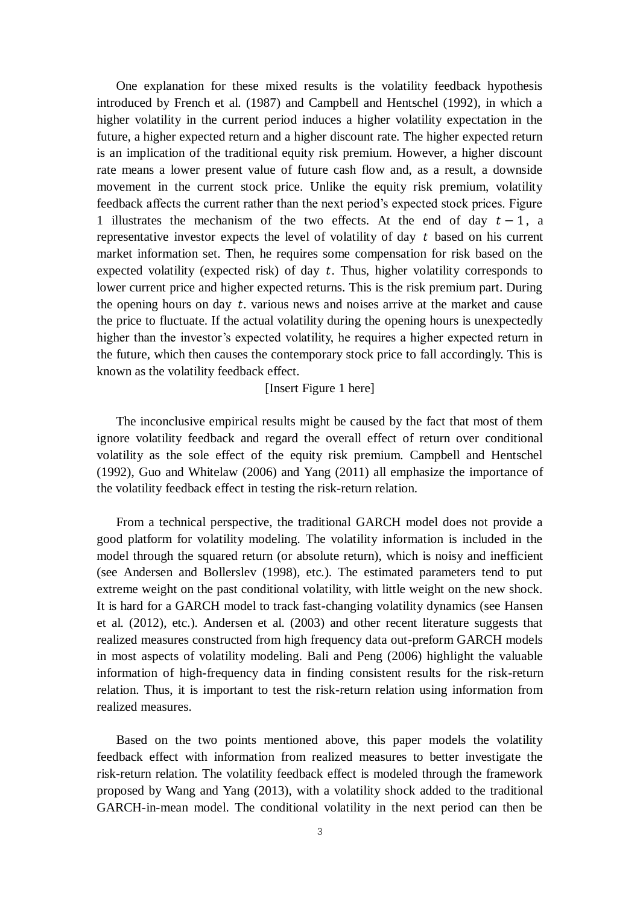One explanation for these mixed results is the volatility feedback hypothesis introduced by French et al. (1987) and Campbell and Hentschel (1992), in which a higher volatility in the current period induces a higher volatility expectation in the future, a higher expected return and a higher discount rate. The higher expected return is an implication of the traditional equity risk premium. However, a higher discount rate means a lower present value of future cash flow and, as a result, a downside movement in the current stock price. Unlike the equity risk premium, volatility feedback affects the current rather than the next period's expected stock prices. Figure 1 illustrates the mechanism of the two effects. At the end of day $t-1$, a representative investor expects the level of volatility of day $t$ based on his current market information set. Then, he requires some compensation for risk based on the expected volatility (expected risk) of day $t$. Thus, higher volatility corresponds to lower current price and higher expected returns. This is the risk premium part. During the opening hours on day $t$. various news and noises arrive at the market and cause the price to fluctuate. If the actual volatility during the opening hours is unexpectedly higher than the investor's expected volatility, he requires a higher expected return in the future, which then causes the contemporary stock price to fall accordingly. This is known as the volatility feedback effect.

[Insert Figure 1 here]

The inconclusive empirical results might be caused by the fact that most of them ignore volatility feedback and regard the overall effect of return over conditional volatility as the sole effect of the equity risk premium. Campbell and Hentschel (1992), Guo and Whitelaw (2006) and Yang (2011) all emphasize the importance of the volatility feedback effect in testing the risk-return relation.

From a technical perspective, the traditional GARCH model does not provide a good platform for volatility modeling. The volatility information is included in the model through the squared return (or absolute return), which is noisy and inefficient (see Andersen and Bollerslev (1998), etc.). The estimated parameters tend to put extreme weight on the past conditional volatility, with little weight on the new shock. It is hard for a GARCH model to track fast-changing volatility dynamics (see Hansen et al. (2012), etc.). Andersen et al. (2003) and other recent literature suggests that realized measures constructed from high frequency data out-preform GARCH models in most aspects of volatility modeling. Bali and Peng (2006) highlight the valuable information of high-frequency data in finding consistent results for the risk-return relation. Thus, it is important to test the risk-return relation using information from realized measures.

Based on the two points mentioned above, this paper models the volatility feedback effect with information from realized measures to better investigate the risk-return relation. The volatility feedback effect is modeled through the framework proposed by Wang and Yang (2013), with a volatility shock added to the traditional GARCH-in-mean model. The conditional volatility in the next period can then be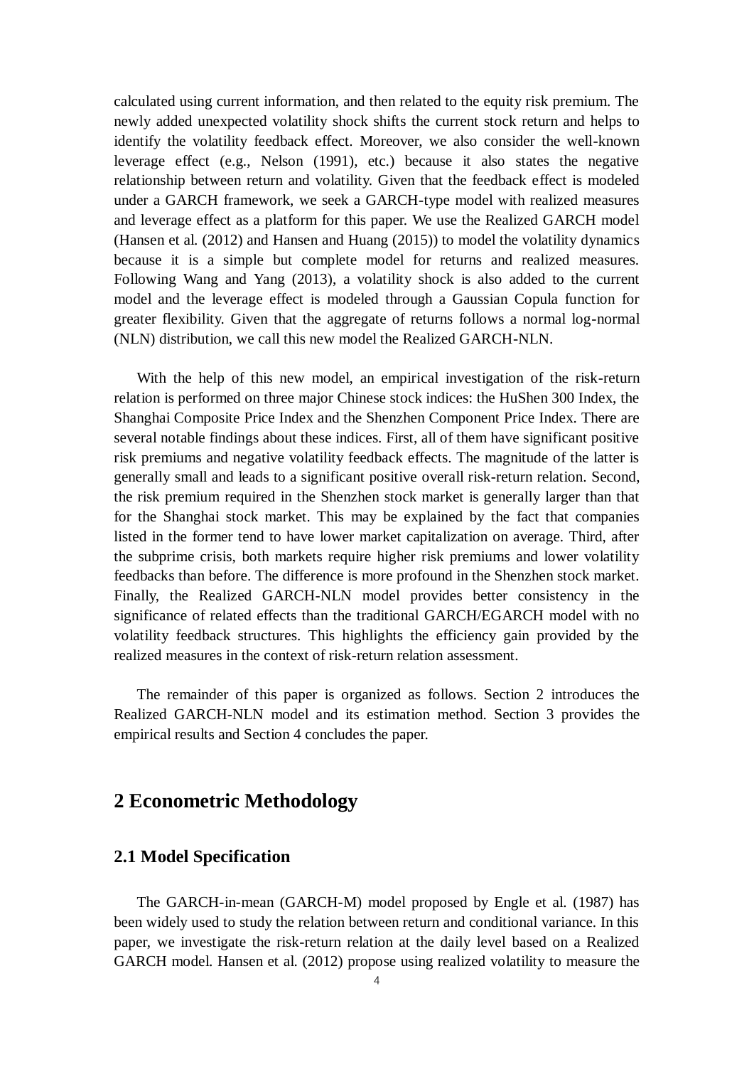calculated using current information, and then related to the equity risk premium. The newly added unexpected volatility shock shifts the current stock return and helps to identify the volatility feedback effect. Moreover, we also consider the well-known leverage effect (e.g., Nelson (1991), etc.) because it also states the negative relationship between return and volatility. Given that the feedback effect is modeled under a GARCH framework, we seek a GARCH-type model with realized measures and leverage effect as a platform for this paper. We use the Realized GARCH model (Hansen et al. (2012) and Hansen and Huang (2015)) to model the volatility dynamics because it is a simple but complete model for returns and realized measures. Following Wang and Yang (2013), a volatility shock is also added to the current model and the leverage effect is modeled through a Gaussian Copula function for greater flexibility. Given that the aggregate of returns follows a normal log-normal (NLN) distribution, we call this new model the Realized GARCH-NLN.

With the help of this new model, an empirical investigation of the risk-return relation is performed on three major Chinese stock indices: the HuShen 300 Index, the Shanghai Composite Price Index and the Shenzhen Component Price Index. There are several notable findings about these indices. First, all of them have significant positive risk premiums and negative volatility feedback effects. The magnitude of the latter is generally small and leads to a significant positive overall risk-return relation. Second, the risk premium required in the Shenzhen stock market is generally larger than that for the Shanghai stock market. This may be explained by the fact that companies listed in the former tend to have lower market capitalization on average. Third, after the subprime crisis, both markets require higher risk premiums and lower volatility feedbacks than before. The difference is more profound in the Shenzhen stock market. Finally, the Realized GARCH-NLN model provides better consistency in the significance of related effects than the traditional GARCH/EGARCH model with no volatility feedback structures. This highlights the efficiency gain provided by the realized measures in the context of risk-return relation assessment.

The remainder of this paper is organized as follows. Section 2 introduces the Realized GARCH-NLN model and its estimation method. Section 3 provides the empirical results and Section 4 concludes the paper.

## 2 Econometric Methodology

### 2.1 Model Specification

The GARCH-in-mean (GARCH-M) model proposed by Engle et al. (1987) has been widely used to study the relation between return and conditional variance. In this paper, we investigate the risk-return relation at the daily level based on a Realized GARCH model. Hansen et al. (2012) propose using realized volatility to measure the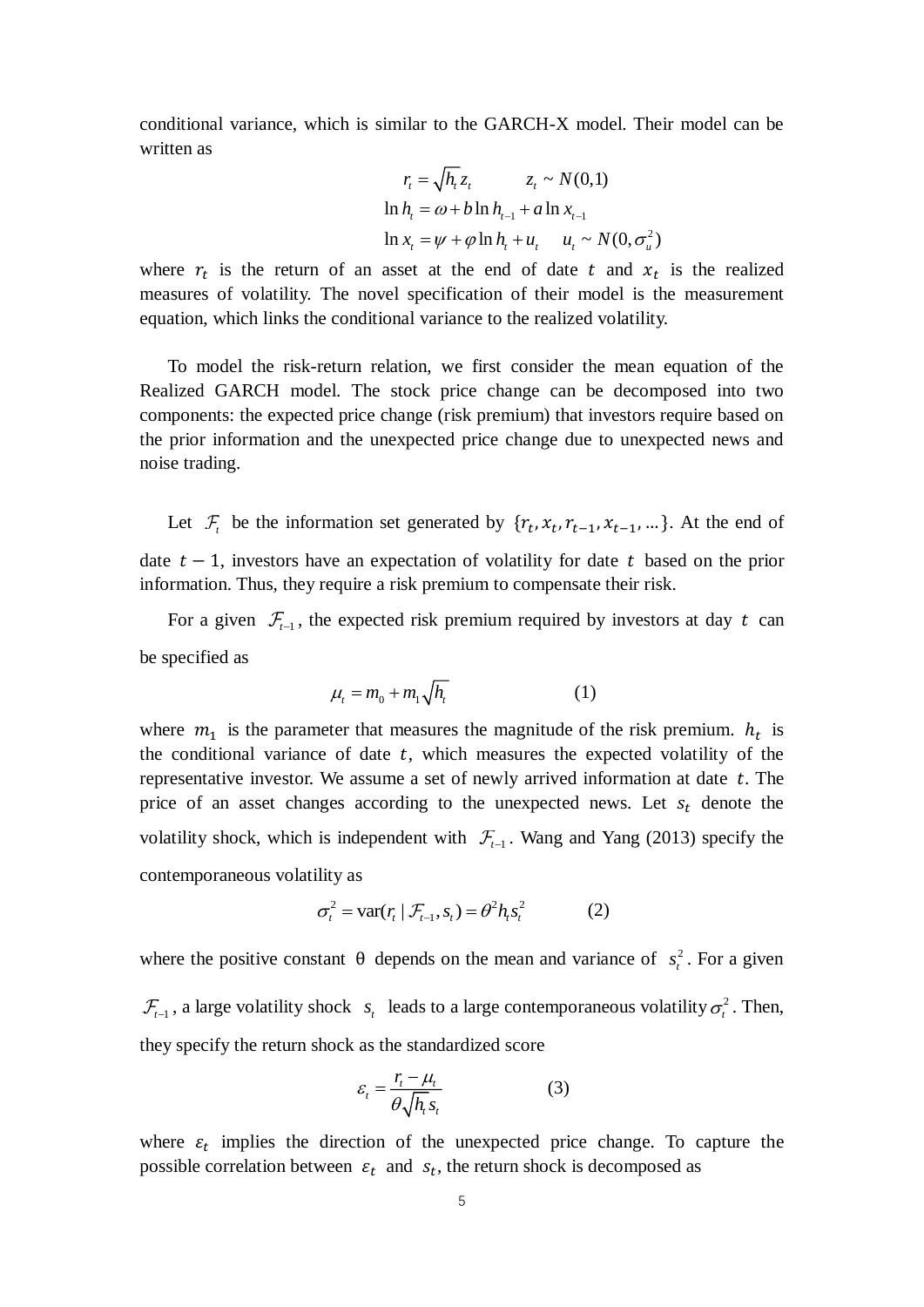conditional variance, which is similar to the GARCH-X model. Their model can be written as

$$
\begin{aligned}
r_t &= \sqrt{h_t} z_t \qquad\qquad z_t \sim N(0,1) \\
\ln h_t &= \omega + b \ln h_{t-1} + a \ln x_{t-1} \\
\ln x_t &= \psi + \varphi \ln h_t + u_t \qquad u_t \sim N(0, \sigma_u^2)
\end{aligned}
$$

where $r_t$ is the return of an asset at the end of date $t$ and $x_t$ is the realized measures of volatility. The novel specification of their model is the measurement equation, which links the conditional variance to the realized volatility.

To model the risk-return relation, we first consider the mean equation of the Realized GARCH model. The stock price change can be decomposed into two components: the expected price change (risk premium) that investors require based on the prior information and the unexpected price change due to unexpected news and noise trading.

Let $\mathcal{F}_t$ be the information set generated by $\{r_t, x_t, r_{t-1}, x_{t-1}, ...\}$. At the end of date $t-1$, investors have an expectation of volatility for date $t$ based on the prior information. Thus, they require a risk premium to compensate their risk.

For a given $\mathcal{F}_{t-1}$, the expected risk premium required by investors at day $t$ can be specified as

$$\mu_t = m_0 + m_1 \sqrt{h_t} \qquad (1)$$

where $m_1$ is the parameter that measures the magnitude of the risk premium. $h_t$ is the conditional variance of date $t$, which measures the expected volatility of the representative investor. We assume a set of newly arrived information at date $t$. The price of an asset changes according to the unexpected news. Let $s_t$ denote the volatility shock, which is independent with $\mathcal{F}_{t-1}$. Wang and Yang (2013) specify the contemporaneous volatility as

$$\sigma_t^2 = \text{var}(r_t \mid \mathcal{F}_{t-1}, s_t) = \theta^2 h_t s_t^2 \qquad (2)$$

where the positive constant θ depends on the mean and variance of $s_t^2$. For a given $\mathcal{F}_{t-1}$, a large volatility shock $s_t$ leads to a large contemporaneous volatility $\sigma_t^2$. Then, they specify the return shock as the standardized score

$$\varepsilon_t = \frac{r_t - \mu_t}{\theta \sqrt{h_t} s_t} \qquad (3)$$

where $\varepsilon_t$ implies the direction of the unexpected price change. To capture the possible correlation between $\varepsilon_t$ and $s_t$, the return shock is decomposed as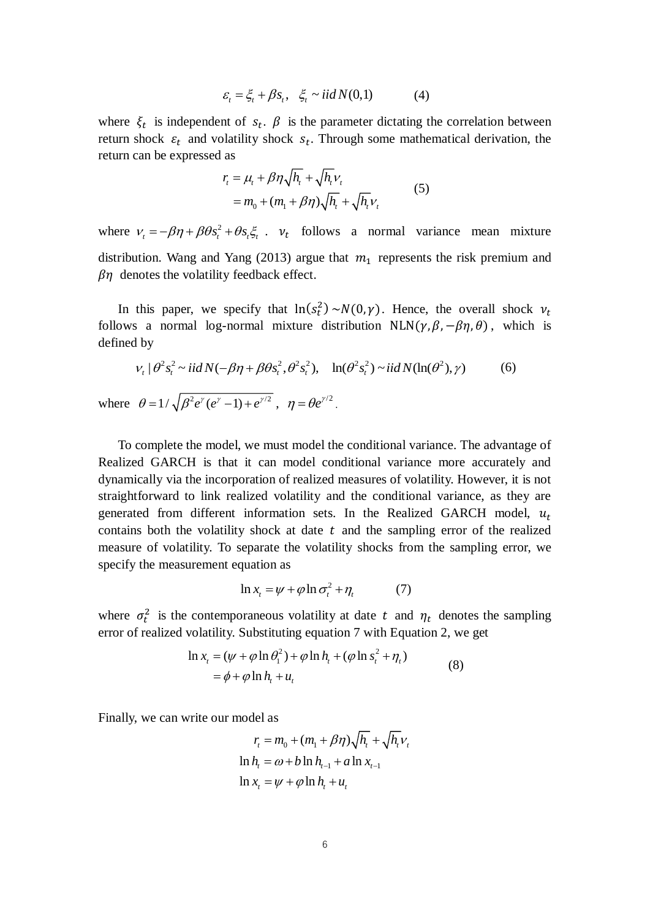$$\varepsilon_t = \xi_t + \beta s_t, \quad \xi_t \sim iid\, N(0,1) \qquad (4)$$

where $\xi_t$ is independent of $s_t$. $\beta$ is the parameter dictating the correlation between return shock $\varepsilon_t$ and volatility shock $s_t$. Through some mathematical derivation, the return can be expressed as

$$\begin{aligned} r_t &= \mu_t + \beta\eta\sqrt{h_t} + \sqrt{h_t}\nu_t \\ &= m_0 + (m_1 + \beta\eta)\sqrt{h_t} + \sqrt{h_t}\nu_t \end{aligned} \qquad (5)$$

where $\nu_t = -\beta\eta + \beta\theta s_t^2 + \theta s_t \xi_t$ . $\nu_t$ follows a normal variance mean mixture distribution. Wang and Yang (2013) argue that $m_1$ represents the risk premium and $\beta\eta$ denotes the volatility feedback effect.

In this paper, we specify that $\ln(s_t^2) \sim N(0,\gamma)$. Hence, the overall shock $\nu_t$ follows a normal log-normal mixture distribution $\text{NLN}(\gamma, \beta, -\beta\eta, \theta)$, which is defined by

$$\nu_t \mid \theta^2 s_t^2 \sim iid\, N(-\beta\eta + \beta\theta s_t^2, \theta^2 s_t^2), \quad \ln(\theta^2 s_t^2) \sim iid\, N(\ln(\theta^2), \gamma) \qquad (6)$$

where $\theta = 1/\sqrt{\beta^2 e^{\gamma}(e^{\gamma} - 1) + e^{\gamma/2}}$ , $\eta = \theta e^{\gamma/2}$.

To complete the model, we must model the conditional variance. The advantage of Realized GARCH is that it can model conditional variance more accurately and dynamically via the incorporation of realized measures of volatility. However, it is not straightforward to link realized volatility and the conditional variance, as they are generated from different information sets. In the Realized GARCH model, $u_t$ contains both the volatility shock at date $t$ and the sampling error of the realized measure of volatility. To separate the volatility shocks from the sampling error, we specify the measurement equation as

$$\ln x_t = \psi + \varphi \ln \sigma_t^2 + \eta_t \qquad (7)$$

where $\sigma_t^2$ is the contemporaneous volatility at date $t$ and $\eta_t$ denotes the sampling error of realized volatility. Substituting equation 7 with Equation 2, we get

$$\begin{aligned} \ln x_t &= (\psi + \varphi \ln \theta_1^2) + \varphi \ln h_t + (\varphi \ln s_t^2 + \eta_t) \\ &= \phi + \varphi \ln h_t + u_t \end{aligned} \qquad (8)$$

Finally, we can write our model as

$$\begin{aligned} r_t &= m_0 + (m_1 + \beta\eta)\sqrt{h_t} + \sqrt{h_t}\nu_t \\ \ln h_t &= \omega + b \ln h_{t-1} + a \ln x_{t-1} \\ \ln x_t &= \psi + \varphi \ln h_t + u_t \end{aligned}$$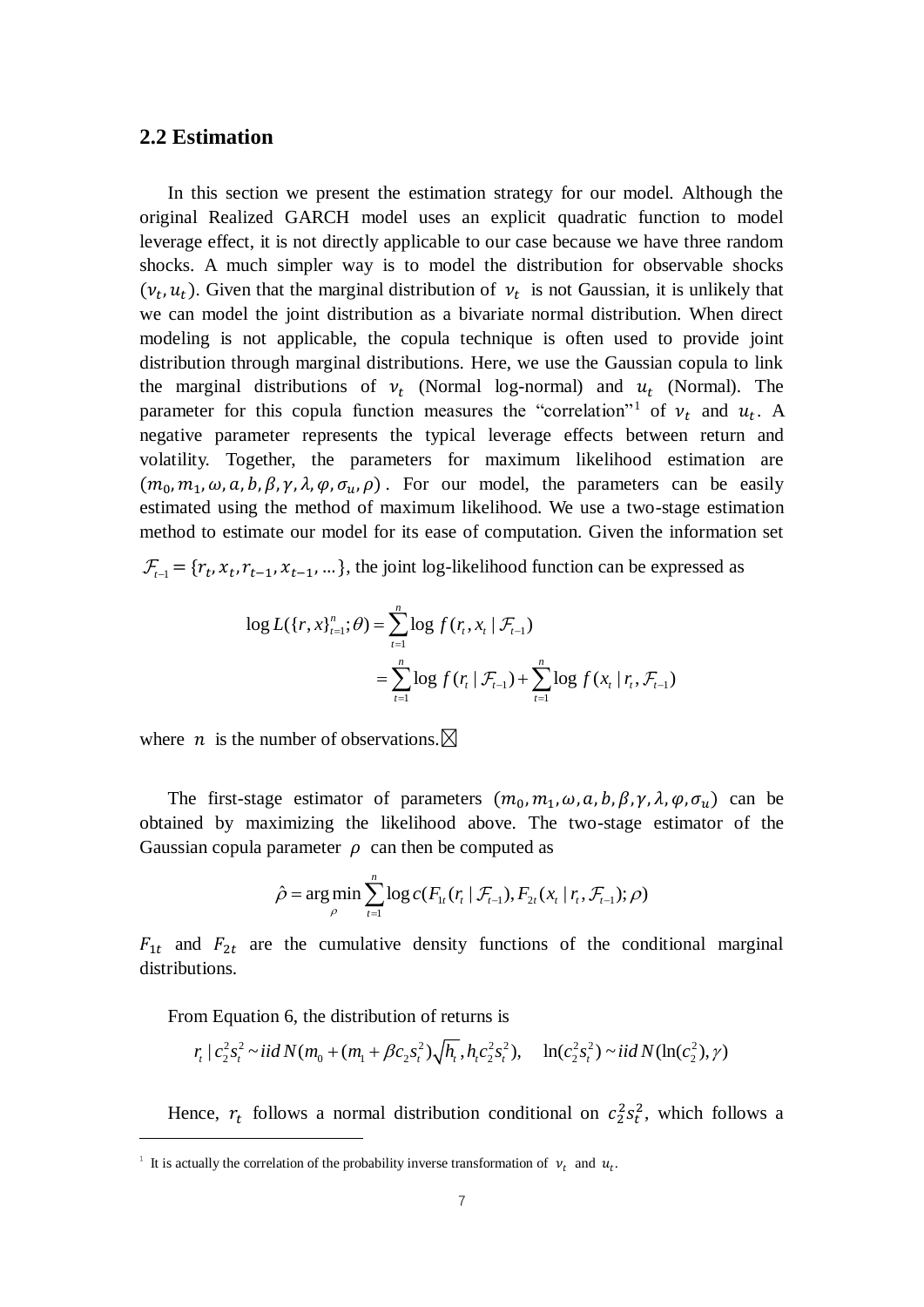## 2.2 Estimation

In this section we present the estimation strategy for our model. Although the original Realized GARCH model uses an explicit quadratic function to model leverage effect, it is not directly applicable to our case because we have three random shocks. A much simpler way is to model the distribution for observable shocks $(v_t, u_t)$. Given that the marginal distribution of $v_t$ is not Gaussian, it is unlikely that we can model the joint distribution as a bivariate normal distribution. When direct modeling is not applicable, the copula technique is often used to provide joint distribution through marginal distributions. Here, we use the Gaussian copula to link the marginal distributions of $v_t$ (Normal log-normal) and $u_t$ (Normal). The parameter for this copula function measures the "correlation"[1] of $v_t$ and $u_t$. A negative parameter represents the typical leverage effects between return and volatility. Together, the parameters for maximum likelihood estimation are $(m_0, m_1, \omega, a, b, \beta, \gamma, \lambda, \varphi, \sigma_u, \rho)$. For our model, the parameters can be easily estimated using the method of maximum likelihood. We use a two-stage estimation method to estimate our model for its ease of computation. Given the information set $\mathcal{F}_{t-1} = \{r_t, x_t, r_{t-1}, x_{t-1}, \ldots\}$, the joint log-likelihood function can be expressed as

$$
\begin{aligned}
\log L(\{r,x\}_{t=1}^{n};\theta) &= \sum_{t=1}^{n} \log f(r_t, x_t \mid \mathcal{F}_{t-1}) \\
&= \sum_{t=1}^{n} \log f(r_t \mid \mathcal{F}_{t-1}) + \sum_{t=1}^{n} \log f(x_t \mid r_t, \mathcal{F}_{t-1})
\end{aligned}
$$

where $n$ is the number of observations.

The first-stage estimator of parameters $(m_0, m_1, \omega, a, b, \beta, \gamma, \lambda, \varphi, \sigma_u)$ can be obtained by maximizing the likelihood above. The two-stage estimator of the Gaussian copula parameter $\rho$ can then be computed as

$$
\hat{\rho} = \arg\min_{\rho} \sum_{t=1}^{n} \log c(F_{1t}(r_t \mid \mathcal{F}_{t-1}), F_{2t}(x_t \mid r_t, \mathcal{F}_{t-1}); \rho)
$$

$F_{1t}$ and $F_{2t}$ are the cumulative density functions of the conditional marginal distributions.

From Equation 6, the distribution of returns is

$$
r_t \mid c_2^2 s_t^2 \sim iid\, N(m_0 + (m_1 + \beta c_2 s_t^2)\sqrt{h_t}, h_t c_2^2 s_t^2), \quad \ln(c_2^2 s_t^2) \sim iid\, N(\ln(c_2^2), \gamma)
$$

Hence, $r_t$ follows a normal distribution conditional on $c_2^2 s_t^2$, which follows a

[1] It is actually the correlation of the probability inverse transformation of $v_t$ and $u_t$.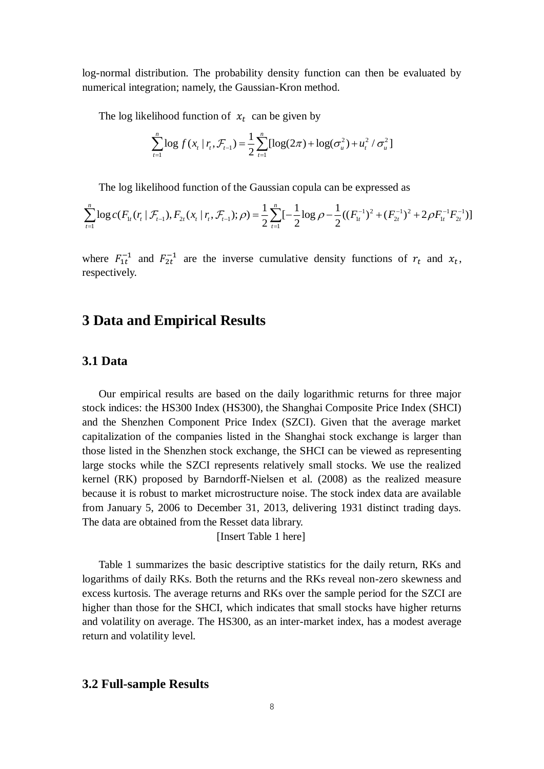log-normal distribution. The probability density function can then be evaluated by numerical integration; namely, the Gaussian-Kron method.

The log likelihood function of $x_t$ can be given by

$$\sum_{t=1}^{n} \log f(x_t \mid r_t, \mathcal{F}_{t-1}) = \frac{1}{2}\sum_{t=1}^{n}[\log(2\pi) + \log(\sigma_u^2) + u_t^2 / \sigma_u^2]$$

The log likelihood function of the Gaussian copula can be expressed as

$$\sum_{t=1}^{n} \log c(F_{1t}(r_t \mid \mathcal{F}_{t-1}), F_{2t}(x_t \mid r_t, \mathcal{F}_{t-1}); \rho) = \frac{1}{2}\sum_{t=1}^{n}[-\frac{1}{2}\log\rho - \frac{1}{2}((F_{1t}^{-1})^2 + (F_{2t}^{-1})^2 + 2\rho F_{1t}^{-1}F_{2t}^{-1})]$$

where $F_{1t}^{-1}$ and $F_{2t}^{-1}$ are the inverse cumulative density functions of $r_t$ and $x_t$, respectively.

# 3 Data and Empirical Results

## 3.1 Data

Our empirical results are based on the daily logarithmic returns for three major stock indices: the HS300 Index (HS300), the Shanghai Composite Price Index (SHCI) and the Shenzhen Component Price Index (SZCI). Given that the average market capitalization of the companies listed in the Shanghai stock exchange is larger than those listed in the Shenzhen stock exchange, the SHCI can be viewed as representing large stocks while the SZCI represents relatively small stocks. We use the realized kernel (RK) proposed by Barndorff-Nielsen et al. (2008) as the realized measure because it is robust to market microstructure noise. The stock index data are available from January 5, 2006 to December 31, 2013, delivering 1931 distinct trading days. The data are obtained from the Resset data library.

[Insert Table 1 here]

Table 1 summarizes the basic descriptive statistics for the daily return, RKs and logarithms of daily RKs. Both the returns and the RKs reveal non-zero skewness and excess kurtosis. The average returns and RKs over the sample period for the SZCI are higher than those for the SHCI, which indicates that small stocks have higher returns and volatility on average. The HS300, as an inter-market index, has a modest average return and volatility level.

## 3.2 Full-sample Results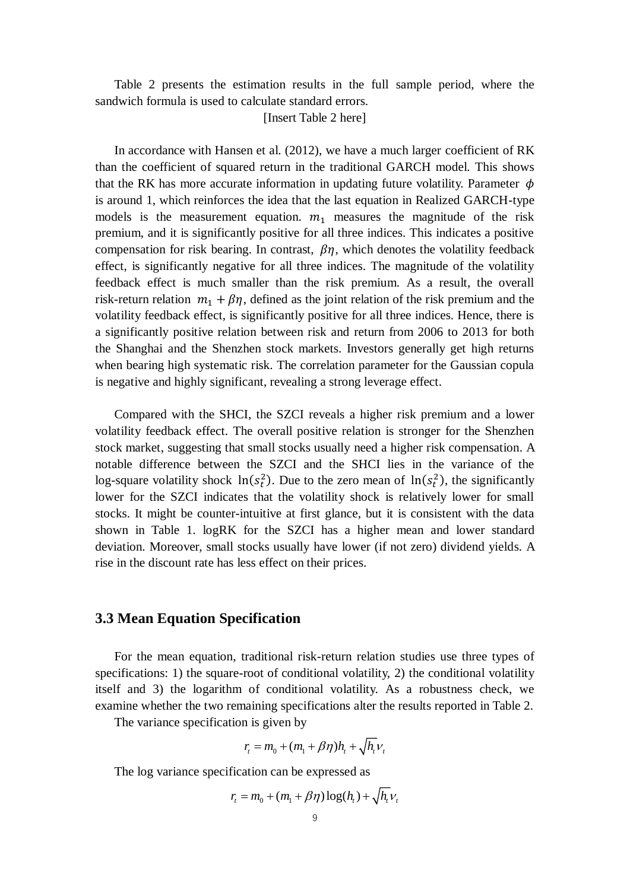Table 2 presents the estimation results in the full sample period, where the sandwich formula is used to calculate standard errors.

[Insert Table 2 here]

In accordance with Hansen et al. (2012), we have a much larger coefficient of RK than the coefficient of squared return in the traditional GARCH model. This shows that the RK has more accurate information in updating future volatility. Parameter $\phi$ is around 1, which reinforces the idea that the last equation in Realized GARCH-type models is the measurement equation. $m_1$ measures the magnitude of the risk premium, and it is significantly positive for all three indices. This indicates a positive compensation for risk bearing. In contrast, $\beta\eta$, which denotes the volatility feedback effect, is significantly negative for all three indices. The magnitude of the volatility feedback effect is much smaller than the risk premium. As a result, the overall risk-return relation $m_1 + \beta\eta$, defined as the joint relation of the risk premium and the volatility feedback effect, is significantly positive for all three indices. Hence, there is a significantly positive relation between risk and return from 2006 to 2013 for both the Shanghai and the Shenzhen stock markets. Investors generally get high returns when bearing high systematic risk. The correlation parameter for the Gaussian copula is negative and highly significant, revealing a strong leverage effect.

Compared with the SHCI, the SZCI reveals a higher risk premium and a lower volatility feedback effect. The overall positive relation is stronger for the Shenzhen stock market, suggesting that small stocks usually need a higher risk compensation. A notable difference between the SZCI and the SHCI lies in the variance of the log-square volatility shock $\ln(s_t^2)$. Due to the zero mean of $\ln(s_t^2)$, the significantly lower for the SZCI indicates that the volatility shock is relatively lower for small stocks. It might be counter-intuitive at first glance, but it is consistent with the data shown in Table 1. logRK for the SZCI has a higher mean and lower standard deviation. Moreover, small stocks usually have lower (if not zero) dividend yields. A rise in the discount rate has less effect on their prices.

### 3.3 Mean Equation Specification

For the mean equation, traditional risk-return relation studies use three types of specifications: 1) the square-root of conditional volatility, 2) the conditional volatility itself and 3) the logarithm of conditional volatility. As a robustness check, we examine whether the two remaining specifications alter the results reported in Table 2.

The variance specification is given by

$$r_t = m_0 + (m_1 + \beta\eta)h_t + \sqrt{h_t}\nu_t$$

The log variance specification can be expressed as

$$r_t = m_0 + (m_1 + \beta\eta)\log(h_t) + \sqrt{h_t}\nu_t$$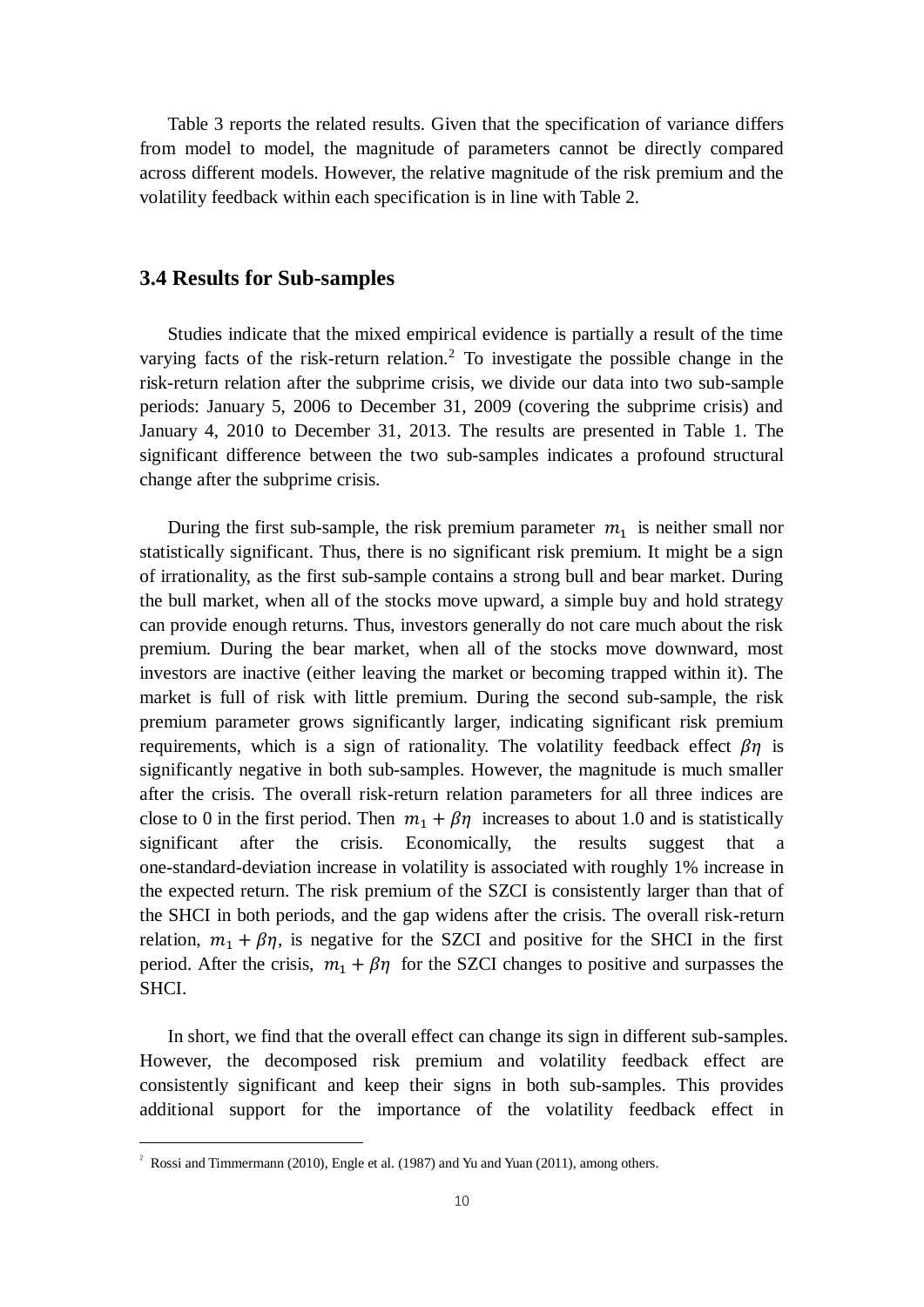Table 3 reports the related results. Given that the specification of variance differs from model to model, the magnitude of parameters cannot be directly compared across different models. However, the relative magnitude of the risk premium and the volatility feedback within each specification is in line with Table 2.

### 3.4 Results for Sub-samples

Studies indicate that the mixed empirical evidence is partially a result of the time varying facts of the risk-return relation.[2] To investigate the possible change in the risk-return relation after the subprime crisis, we divide our data into two sub-sample periods: January 5, 2006 to December 31, 2009 (covering the subprime crisis) and January 4, 2010 to December 31, 2013. The results are presented in Table 1. The significant difference between the two sub-samples indicates a profound structural change after the subprime crisis.

During the first sub-sample, the risk premium parameter $m_1$ is neither small nor statistically significant. Thus, there is no significant risk premium. It might be a sign of irrationality, as the first sub-sample contains a strong bull and bear market. During the bull market, when all of the stocks move upward, a simple buy and hold strategy can provide enough returns. Thus, investors generally do not care much about the risk premium. During the bear market, when all of the stocks move downward, most investors are inactive (either leaving the market or becoming trapped within it). The market is full of risk with little premium. During the second sub-sample, the risk premium parameter grows significantly larger, indicating significant risk premium requirements, which is a sign of rationality. The volatility feedback effect $\beta\eta$ is significantly negative in both sub-samples. However, the magnitude is much smaller after the crisis. The overall risk-return relation parameters for all three indices are close to 0 in the first period. Then $m_1 + \beta\eta$ increases to about 1.0 and is statistically significant after the crisis. Economically, the results suggest that a one-standard-deviation increase in volatility is associated with roughly 1% increase in the expected return. The risk premium of the SZCI is consistently larger than that of the SHCI in both periods, and the gap widens after the crisis. The overall risk-return relation, $m_1 + \beta\eta$, is negative for the SZCI and positive for the SHCI in the first period. After the crisis, $m_1 + \beta\eta$ for the SZCI changes to positive and surpasses the SHCI.

In short, we find that the overall effect can change its sign in different sub-samples. However, the decomposed risk premium and volatility feedback effect are consistently significant and keep their signs in both sub-samples. This provides additional support for the importance of the volatility feedback effect in

[2] Rossi and Timmermann (2010), Engle et al. (1987) and Yu and Yuan (2011), among others.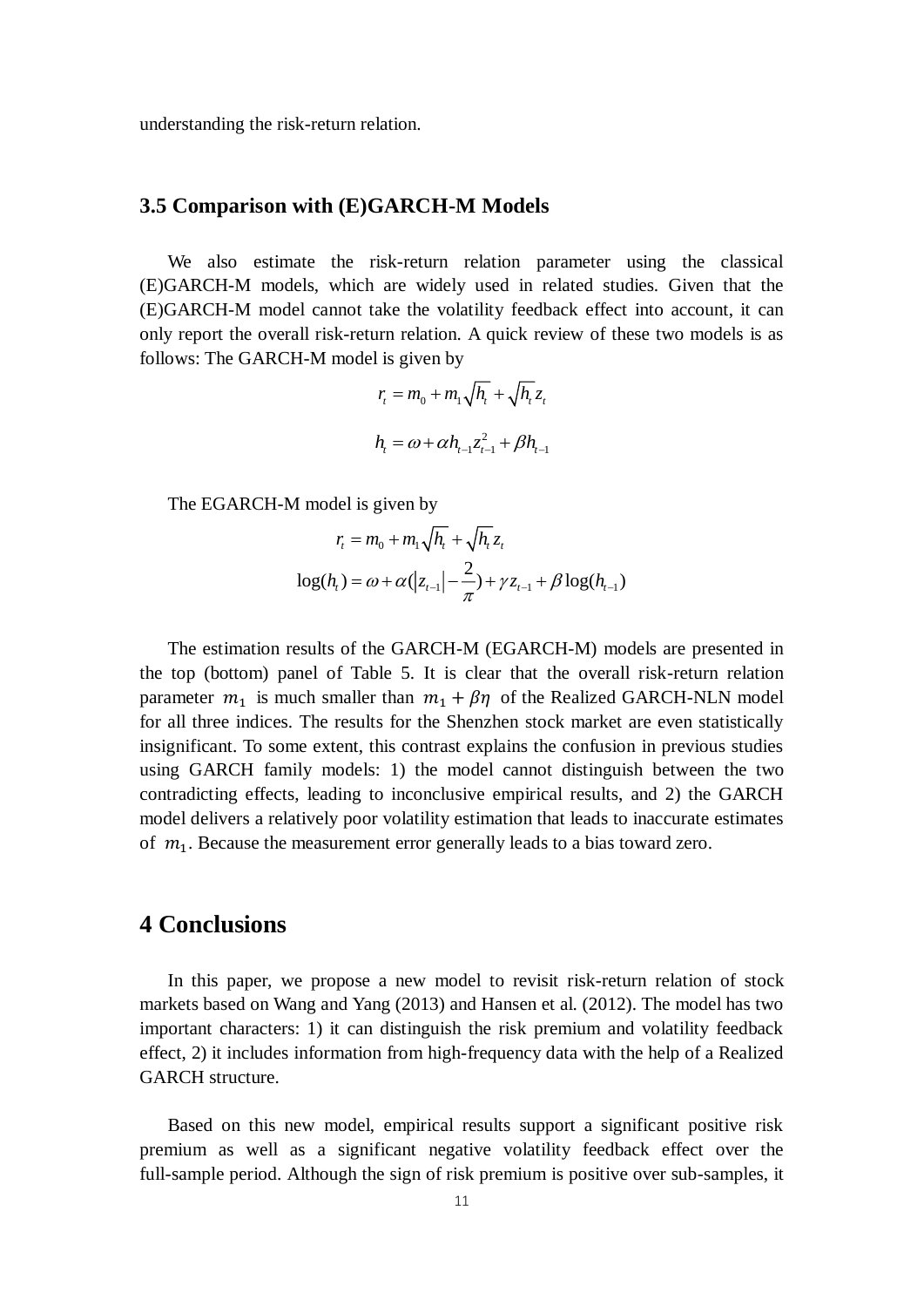understanding the risk-return relation.

### 3.5 Comparison with (E)GARCH-M Models

We also estimate the risk-return relation parameter using the classical (E)GARCH-M models, which are widely used in related studies. Given that the (E)GARCH-M model cannot take the volatility feedback effect into account, it can only report the overall risk-return relation. A quick review of these two models is as follows: The GARCH-M model is given by

$$r_t = m_0 + m_1\sqrt{h_t} + \sqrt{h_t}\, z_t$$

$$h_t = \omega + \alpha h_{t-1} z_{t-1}^2 + \beta h_{t-1}$$

The EGARCH-M model is given by

$$r_t = m_0 + m_1\sqrt{h_t} + \sqrt{h_t}\, z_t$$

$$\log(h_t) = \omega + \alpha(\left|z_{t-1}\right| - \frac{2}{\pi}) + \gamma z_{t-1} + \beta \log(h_{t-1})$$

The estimation results of the GARCH-M (EGARCH-M) models are presented in the top (bottom) panel of Table 5. It is clear that the overall risk-return relation parameter $m_1$ is much smaller than $m_1 + \beta\eta$ of the Realized GARCH-NLN model for all three indices. The results for the Shenzhen stock market are even statistically insignificant. To some extent, this contrast explains the confusion in previous studies using GARCH family models: 1) the model cannot distinguish between the two contradicting effects, leading to inconclusive empirical results, and 2) the GARCH model delivers a relatively poor volatility estimation that leads to inaccurate estimates of $m_1$. Because the measurement error generally leads to a bias toward zero.

## 4 Conclusions

In this paper, we propose a new model to revisit risk-return relation of stock markets based on Wang and Yang (2013) and Hansen et al. (2012). The model has two important characters: 1) it can distinguish the risk premium and volatility feedback effect, 2) it includes information from high-frequency data with the help of a Realized GARCH structure.

Based on this new model, empirical results support a significant positive risk premium as well as a significant negative volatility feedback effect over the full-sample period. Although the sign of risk premium is positive over sub-samples, it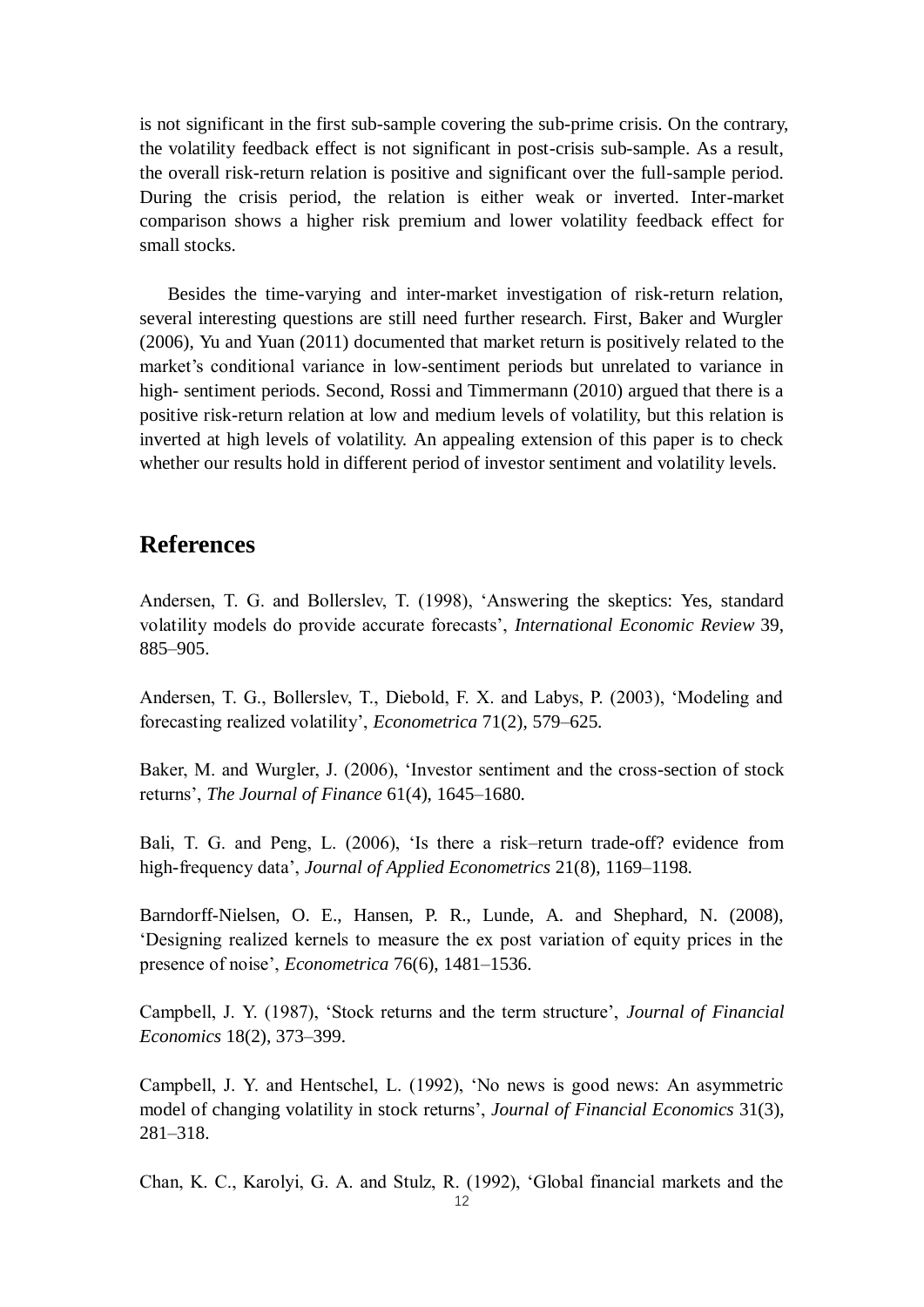is not significant in the first sub-sample covering the sub-prime crisis. On the contrary, the volatility feedback effect is not significant in post-crisis sub-sample. As a result, the overall risk-return relation is positive and significant over the full-sample period. During the crisis period, the relation is either weak or inverted. Inter-market comparison shows a higher risk premium and lower volatility feedback effect for small stocks.

Besides the time-varying and inter-market investigation of risk-return relation, several interesting questions are still need further research. First, Baker and Wurgler (2006), Yu and Yuan (2011) documented that market return is positively related to the market's conditional variance in low-sentiment periods but unrelated to variance in high- sentiment periods. Second, Rossi and Timmermann (2010) argued that there is a positive risk-return relation at low and medium levels of volatility, but this relation is inverted at high levels of volatility. An appealing extension of this paper is to check whether our results hold in different period of investor sentiment and volatility levels.

# References

Andersen, T. G. and Bollerslev, T. (1998), 'Answering the skeptics: Yes, standard volatility models do provide accurate forecasts', *International Economic Review* 39, 885–905.

Andersen, T. G., Bollerslev, T., Diebold, F. X. and Labys, P. (2003), 'Modeling and forecasting realized volatility', *Econometrica* 71(2), 579–625.

Baker, M. and Wurgler, J. (2006), 'Investor sentiment and the cross-section of stock returns', *The Journal of Finance* 61(4), 1645–1680.

Bali, T. G. and Peng, L. (2006), 'Is there a risk–return trade-off? evidence from high-frequency data', *Journal of Applied Econometrics* 21(8), 1169–1198.

Barndorff-Nielsen, O. E., Hansen, P. R., Lunde, A. and Shephard, N. (2008), 'Designing realized kernels to measure the ex post variation of equity prices in the presence of noise', *Econometrica* 76(6), 1481–1536.

Campbell, J. Y. (1987), 'Stock returns and the term structure', *Journal of Financial Economics* 18(2), 373–399.

Campbell, J. Y. and Hentschel, L. (1992), 'No news is good news: An asymmetric model of changing volatility in stock returns', *Journal of Financial Economics* 31(3), 281–318.

Chan, K. C., Karolyi, G. A. and Stulz, R. (1992), 'Global financial markets and the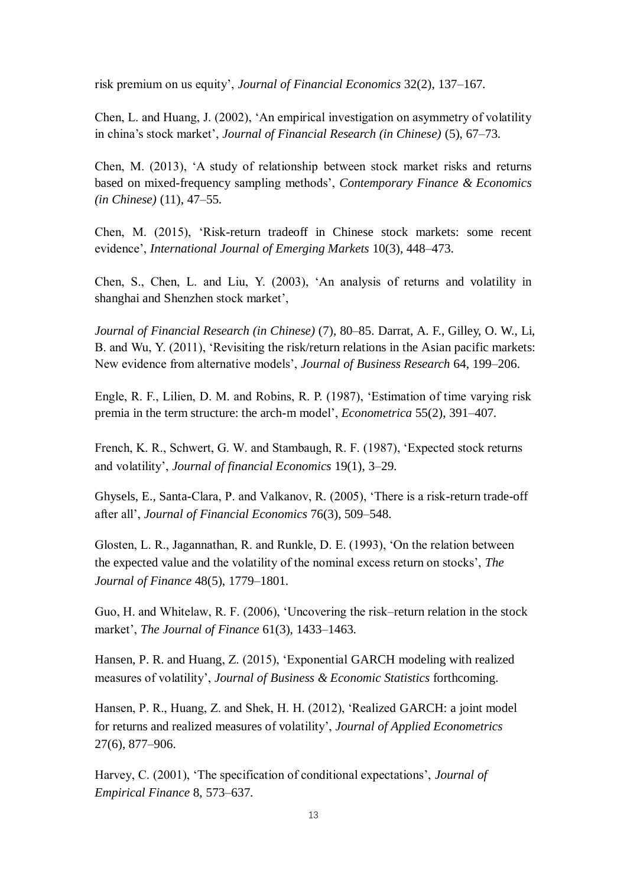risk premium on us equity', *Journal of Financial Economics* 32(2), 137–167.

Chen, L. and Huang, J. (2002), 'An empirical investigation on asymmetry of volatility in china's stock market', *Journal of Financial Research (in Chinese)* (5), 67–73.

Chen, M. (2013), 'A study of relationship between stock market risks and returns based on mixed-frequency sampling methods', *Contemporary Finance & Economics (in Chinese)* (11), 47–55.

Chen, M. (2015), 'Risk-return tradeoff in Chinese stock markets: some recent evidence', *International Journal of Emerging Markets* 10(3), 448–473.

Chen, S., Chen, L. and Liu, Y. (2003), 'An analysis of returns and volatility in shanghai and Shenzhen stock market',

*Journal of Financial Research (in Chinese)* (7), 80–85. Darrat, A. F., Gilley, O. W., Li, B. and Wu, Y. (2011), 'Revisiting the risk/return relations in the Asian pacific markets: New evidence from alternative models', *Journal of Business Research* 64, 199–206.

Engle, R. F., Lilien, D. M. and Robins, R. P. (1987), 'Estimation of time varying risk premia in the term structure: the arch-m model', *Econometrica* 55(2), 391–407.

French, K. R., Schwert, G. W. and Stambaugh, R. F. (1987), 'Expected stock returns and volatility', *Journal of financial Economics* 19(1), 3–29.

Ghysels, E., Santa-Clara, P. and Valkanov, R. (2005), 'There is a risk-return trade-off after all', *Journal of Financial Economics* 76(3), 509–548.

Glosten, L. R., Jagannathan, R. and Runkle, D. E. (1993), 'On the relation between the expected value and the volatility of the nominal excess return on stocks', *The Journal of Finance* 48(5), 1779–1801.

Guo, H. and Whitelaw, R. F. (2006), 'Uncovering the risk–return relation in the stock market', *The Journal of Finance* 61(3), 1433–1463.

Hansen, P. R. and Huang, Z. (2015), 'Exponential GARCH modeling with realized measures of volatility', *Journal of Business & Economic Statistics* forthcoming.

Hansen, P. R., Huang, Z. and Shek, H. H. (2012), 'Realized GARCH: a joint model for returns and realized measures of volatility', *Journal of Applied Econometrics* 27(6), 877–906.

Harvey, C. (2001), 'The specification of conditional expectations', *Journal of Empirical Finance* 8, 573–637.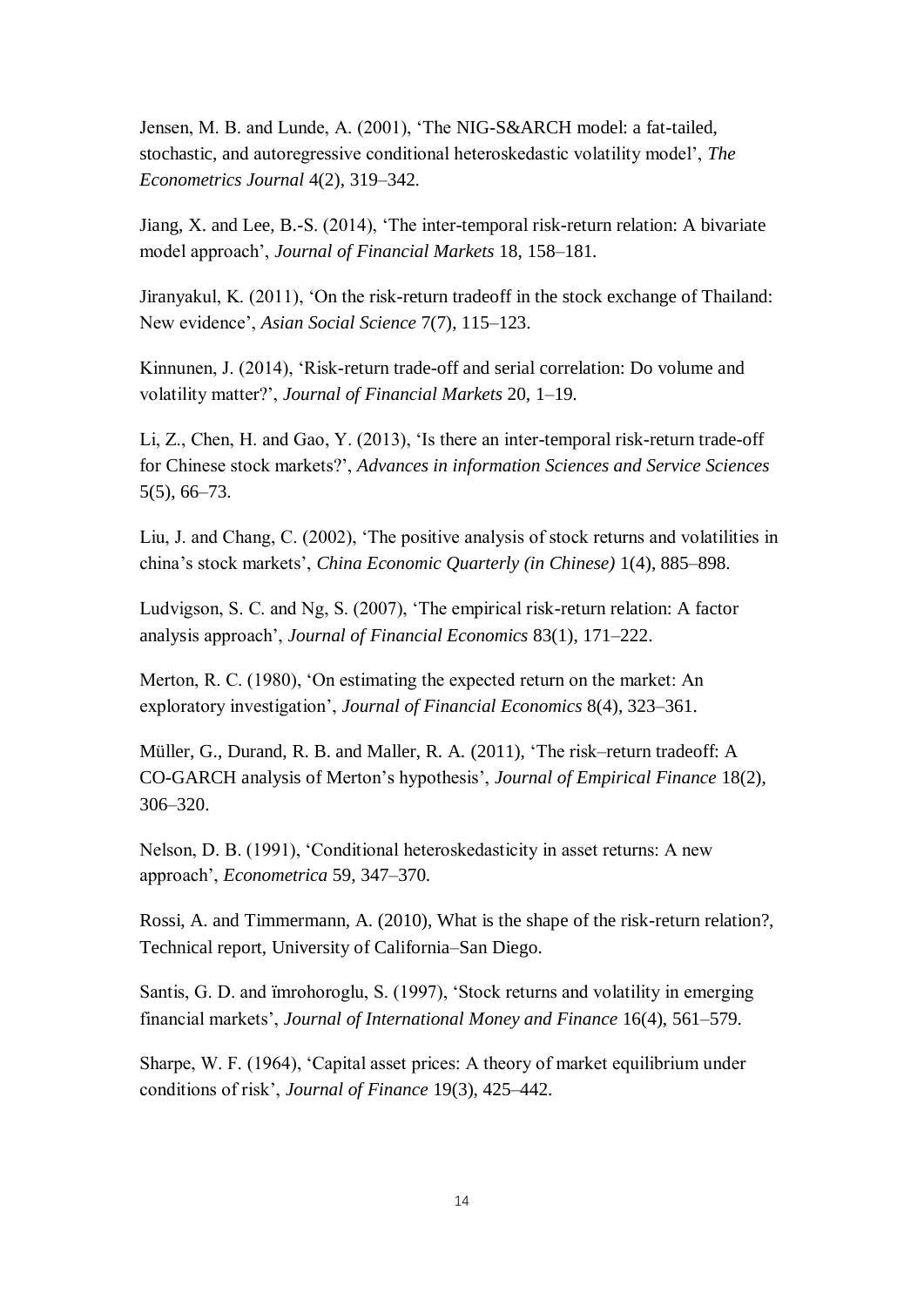Jensen, M. B. and Lunde, A. (2001), 'The NIG-S&ARCH model: a fat-tailed, stochastic, and autoregressive conditional heteroskedastic volatility model', *The Econometrics Journal* 4(2), 319–342.

Jiang, X. and Lee, B.-S. (2014), 'The inter-temporal risk-return relation: A bivariate model approach', *Journal of Financial Markets* 18, 158–181.

Jiranyakul, K. (2011), 'On the risk-return tradeoff in the stock exchange of Thailand: New evidence', *Asian Social Science* 7(7), 115–123.

Kinnunen, J. (2014), 'Risk-return trade-off and serial correlation: Do volume and volatility matter?', *Journal of Financial Markets* 20, 1–19.

Li, Z., Chen, H. and Gao, Y. (2013), 'Is there an inter-temporal risk-return trade-off for Chinese stock markets?', *Advances in information Sciences and Service Sciences* 5(5), 66–73.

Liu, J. and Chang, C. (2002), 'The positive analysis of stock returns and volatilities in china's stock markets', *China Economic Quarterly (in Chinese)* 1(4), 885–898.

Ludvigson, S. C. and Ng, S. (2007), 'The empirical risk-return relation: A factor analysis approach', *Journal of Financial Economics* 83(1), 171–222.

Merton, R. C. (1980), 'On estimating the expected return on the market: An exploratory investigation', *Journal of Financial Economics* 8(4), 323–361.

Müller, G., Durand, R. B. and Maller, R. A. (2011), 'The risk–return tradeoff: A CO-GARCH analysis of Merton's hypothesis', *Journal of Empirical Finance* 18(2), 306–320.

Nelson, D. B. (1991), 'Conditional heteroskedasticity in asset returns: A new approach', *Econometrica* 59, 347–370.

Rossi, A. and Timmermann, A. (2010), What is the shape of the risk-return relation?, Technical report, University of California–San Diego.

Santis, G. D. and ïmrohoroglu, S. (1997), 'Stock returns and volatility in emerging financial markets', *Journal of International Money and Finance* 16(4), 561–579.

Sharpe, W. F. (1964), 'Capital asset prices: A theory of market equilibrium under conditions of risk', *Journal of Finance* 19(3), 425–442.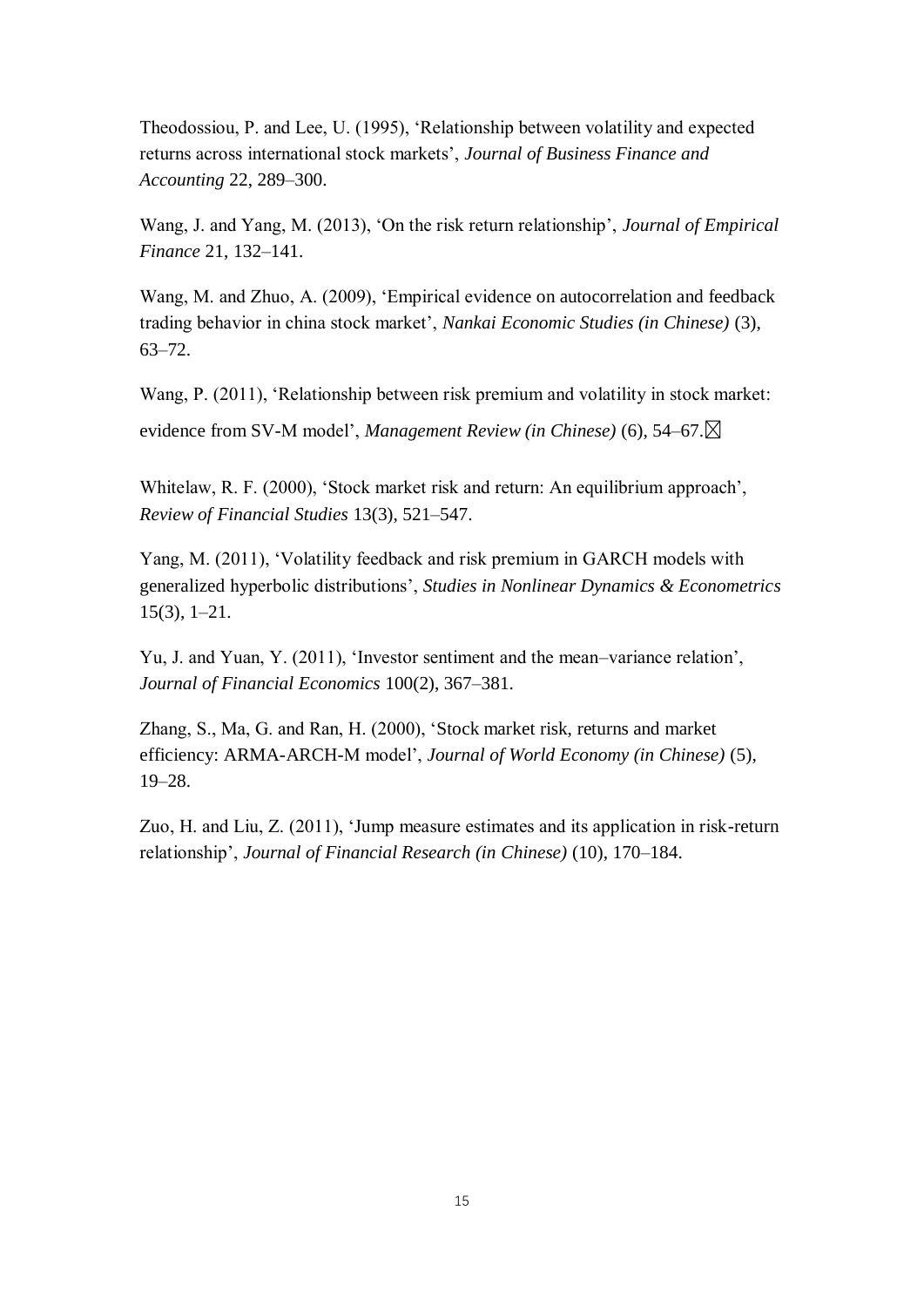Theodossiou, P. and Lee, U. (1995), 'Relationship between volatility and expected returns across international stock markets', *Journal of Business Finance and Accounting* 22, 289–300.

Wang, J. and Yang, M. (2013), 'On the risk return relationship', *Journal of Empirical Finance* 21, 132–141.

Wang, M. and Zhuo, A. (2009), 'Empirical evidence on autocorrelation and feedback trading behavior in china stock market', *Nankai Economic Studies (in Chinese)* (3), 63–72.

Wang, P. (2011), 'Relationship between risk premium and volatility in stock market: evidence from SV-M model', *Management Review (in Chinese)* (6), 54–67.

Whitelaw, R. F. (2000), 'Stock market risk and return: An equilibrium approach', *Review of Financial Studies* 13(3), 521–547.

Yang, M. (2011), 'Volatility feedback and risk premium in GARCH models with generalized hyperbolic distributions', *Studies in Nonlinear Dynamics & Econometrics* 15(3), 1–21.

Yu, J. and Yuan, Y. (2011), 'Investor sentiment and the mean–variance relation', *Journal of Financial Economics* 100(2), 367–381.

Zhang, S., Ma, G. and Ran, H. (2000), 'Stock market risk, returns and market efficiency: ARMA-ARCH-M model', *Journal of World Economy (in Chinese)* (5), 19–28.

Zuo, H. and Liu, Z. (2011), 'Jump measure estimates and its application in risk-return relationship', *Journal of Financial Research (in Chinese)* (10), 170–184.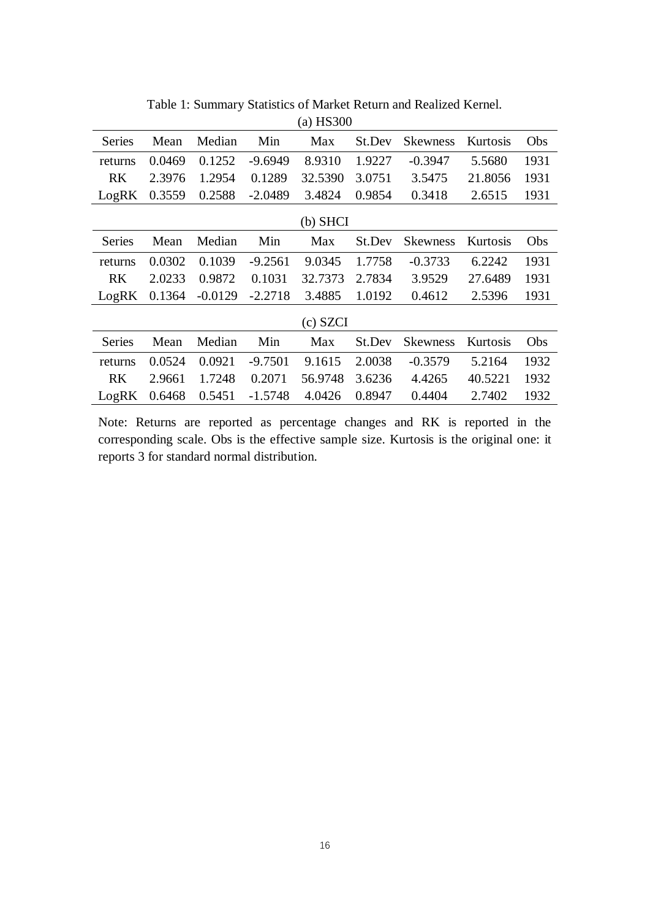Table 1: Summary Statistics of Market Return and Realized Kernel.

(a) HS300

| Series | Mean | Median | Min | Max | St.Dev | Skewness | Kurtosis | Obs |
|---|---|---|---|---|---|---|---|---|
| returns | 0.0469 | 0.1252 | -9.6949 | 8.9310 | 1.9227 | -0.3947 | 5.5680 | 1931 |
| RK | 2.3976 | 1.2954 | 0.1289 | 32.5390 | 3.0751 | 3.5475 | 21.8056 | 1931 |
| LogRK | 0.3559 | 0.2588 | -2.0489 | 3.4824 | 0.9854 | 0.3418 | 2.6515 | 1931 |

(b) SHCI

| Series | Mean | Median | Min | Max | St.Dev | Skewness | Kurtosis | Obs |
|---|---|---|---|---|---|---|---|---|
| returns | 0.0302 | 0.1039 | -9.2561 | 9.0345 | 1.7758 | -0.3733 | 6.2242 | 1931 |
| RK | 2.0233 | 0.9872 | 0.1031 | 32.7373 | 2.7834 | 3.9529 | 27.6489 | 1931 |
| LogRK | 0.1364 | -0.0129 | -2.2718 | 3.4885 | 1.0192 | 0.4612 | 2.5396 | 1931 |

(c) SZCI

| Series | Mean | Median | Min | Max | St.Dev | Skewness | Kurtosis | Obs |
|---|---|---|---|---|---|---|---|---|
| returns | 0.0524 | 0.0921 | -9.7501 | 9.1615 | 2.0038 | -0.3579 | 5.2164 | 1932 |
| RK | 2.9661 | 1.7248 | 0.2071 | 56.9748 | 3.6236 | 4.4265 | 40.5221 | 1932 |
| LogRK | 0.6468 | 0.5451 | -1.5748 | 4.0426 | 0.8947 | 0.4404 | 2.7402 | 1932 |

Note: Returns are reported as percentage changes and RK is reported in the corresponding scale. Obs is the effective sample size. Kurtosis is the original one: it reports 3 for standard normal distribution.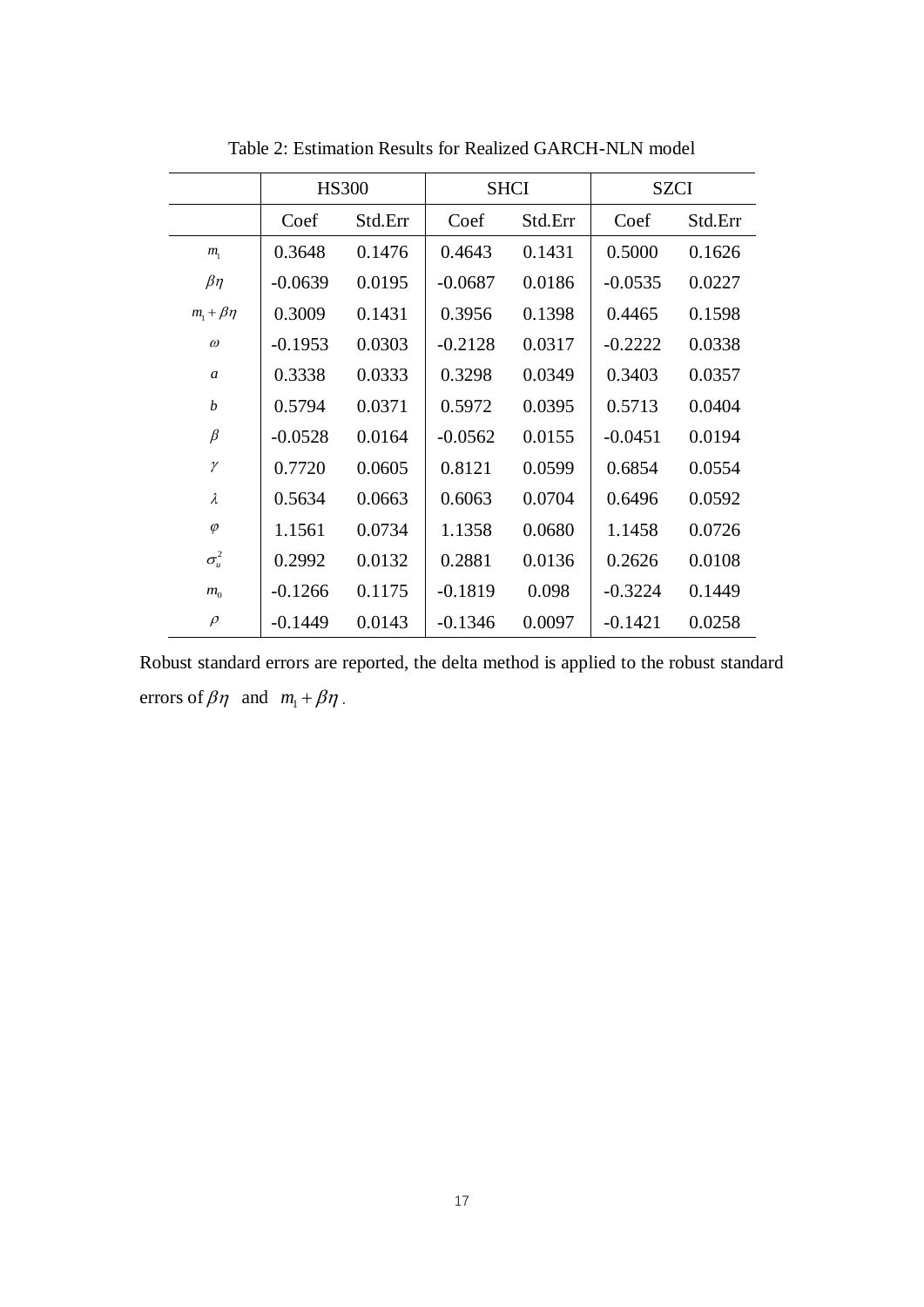Table 2: Estimation Results for Realized GARCH-NLN model

| | HS300 | | SHCI | | SZCI | |
|---|---|---|---|---|---|---|
| | Coef | Std.Err | Coef | Std.Err | Coef | Std.Err |
| $m_1$ | 0.3648 | 0.1476 | 0.4643 | 0.1431 | 0.5000 | 0.1626 |
| $\beta\eta$ | -0.0639 | 0.0195 | -0.0687 | 0.0186 | -0.0535 | 0.0227 |
| $m_1+\beta\eta$ | 0.3009 | 0.1431 | 0.3956 | 0.1398 | 0.4465 | 0.1598 |
| $\omega$ | -0.1953 | 0.0303 | -0.2128 | 0.0317 | -0.2222 | 0.0338 |
| $a$ | 0.3338 | 0.0333 | 0.3298 | 0.0349 | 0.3403 | 0.0357 |
| $b$ | 0.5794 | 0.0371 | 0.5972 | 0.0395 | 0.5713 | 0.0404 |
| $\beta$ | -0.0528 | 0.0164 | -0.0562 | 0.0155 | -0.0451 | 0.0194 |
| $\gamma$ | 0.7720 | 0.0605 | 0.8121 | 0.0599 | 0.6854 | 0.0554 |
| $\lambda$ | 0.5634 | 0.0663 | 0.6063 | 0.0704 | 0.6496 | 0.0592 |
| $\varphi$ | 1.1561 | 0.0734 | 1.1358 | 0.0680 | 1.1458 | 0.0726 |
| $\sigma_u^2$ | 0.2992 | 0.0132 | 0.2881 | 0.0136 | 0.2626 | 0.0108 |
| $m_0$ | -0.1266 | 0.1175 | -0.1819 | 0.098 | -0.3224 | 0.1449 |
| $\rho$ | -0.1449 | 0.0143 | -0.1346 | 0.0097 | -0.1421 | 0.0258 |

Robust standard errors are reported, the delta method is applied to the robust standard errors of $\beta\eta$ and $m_1+\beta\eta$.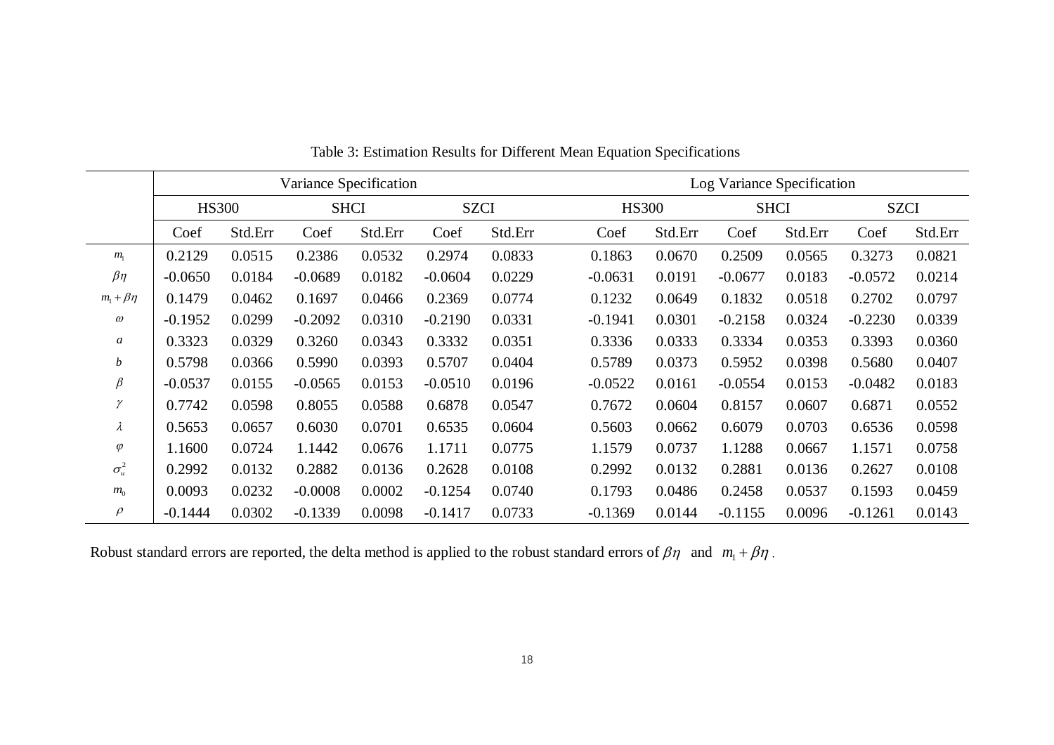Table 3: Estimation Results for Different Mean Equation Specifications

| | Variance Specification | | | | | | Log Variance Specification | | | | | |
|---|---|---|---|---|---|---|---|---|---|---|---|---|
| | HS300 | | SHCI | | SZCI | | HS300 | | SHCI | | SZCI | |
| | Coef | Std.Err | Coef | Std.Err | Coef | Std.Err | Coef | Std.Err | Coef | Std.Err | Coef | Std.Err |
| $m_1$ | 0.2129 | 0.0515 | 0.2386 | 0.0532 | 0.2974 | 0.0833 | 0.1863 | 0.0670 | 0.2509 | 0.0565 | 0.3273 | 0.0821 |
| $\beta\eta$ | -0.0650 | 0.0184 | -0.0689 | 0.0182 | -0.0604 | 0.0229 | -0.0631 | 0.0191 | -0.0677 | 0.0183 | -0.0572 | 0.0214 |
| $m_1+\beta\eta$ | 0.1479 | 0.0462 | 0.1697 | 0.0466 | 0.2369 | 0.0774 | 0.1232 | 0.0649 | 0.1832 | 0.0518 | 0.2702 | 0.0797 |
| $\omega$ | -0.1952 | 0.0299 | -0.2092 | 0.0310 | -0.2190 | 0.0331 | -0.1941 | 0.0301 | -0.2158 | 0.0324 | -0.2230 | 0.0339 |
| $a$ | 0.3323 | 0.0329 | 0.3260 | 0.0343 | 0.3332 | 0.0351 | 0.3336 | 0.0333 | 0.3334 | 0.0353 | 0.3393 | 0.0360 |
| $b$ | 0.5798 | 0.0366 | 0.5990 | 0.0393 | 0.5707 | 0.0404 | 0.5789 | 0.0373 | 0.5952 | 0.0398 | 0.5680 | 0.0407 |
| $\beta$ | -0.0537 | 0.0155 | -0.0565 | 0.0153 | -0.0510 | 0.0196 | -0.0522 | 0.0161 | -0.0554 | 0.0153 | -0.0482 | 0.0183 |
| $\gamma$ | 0.7742 | 0.0598 | 0.8055 | 0.0588 | 0.6878 | 0.0547 | 0.7672 | 0.0604 | 0.8157 | 0.0607 | 0.6871 | 0.0552 |
| $\lambda$ | 0.5653 | 0.0657 | 0.6030 | 0.0701 | 0.6535 | 0.0604 | 0.5603 | 0.0662 | 0.6079 | 0.0703 | 0.6536 | 0.0598 |
| $\varphi$ | 1.1600 | 0.0724 | 1.1442 | 0.0676 | 1.1711 | 0.0775 | 1.1579 | 0.0737 | 1.1288 | 0.0667 | 1.1571 | 0.0758 |
| $\sigma_u^2$ | 0.2992 | 0.0132 | 0.2882 | 0.0136 | 0.2628 | 0.0108 | 0.2992 | 0.0132 | 0.2881 | 0.0136 | 0.2627 | 0.0108 |
| $m_0$ | 0.0093 | 0.0232 | -0.0008 | 0.0002 | -0.1254 | 0.0740 | 0.1793 | 0.0486 | 0.2458 | 0.0537 | 0.1593 | 0.0459 |
| $\rho$ | -0.1444 | 0.0302 | -0.1339 | 0.0098 | -0.1417 | 0.0733 | -0.1369 | 0.0144 | -0.1155 | 0.0096 | -0.1261 | 0.0143 |

Robust standard errors are reported, the delta method is applied to the robust standard errors of $\beta\eta$ and $m_1+\beta\eta$.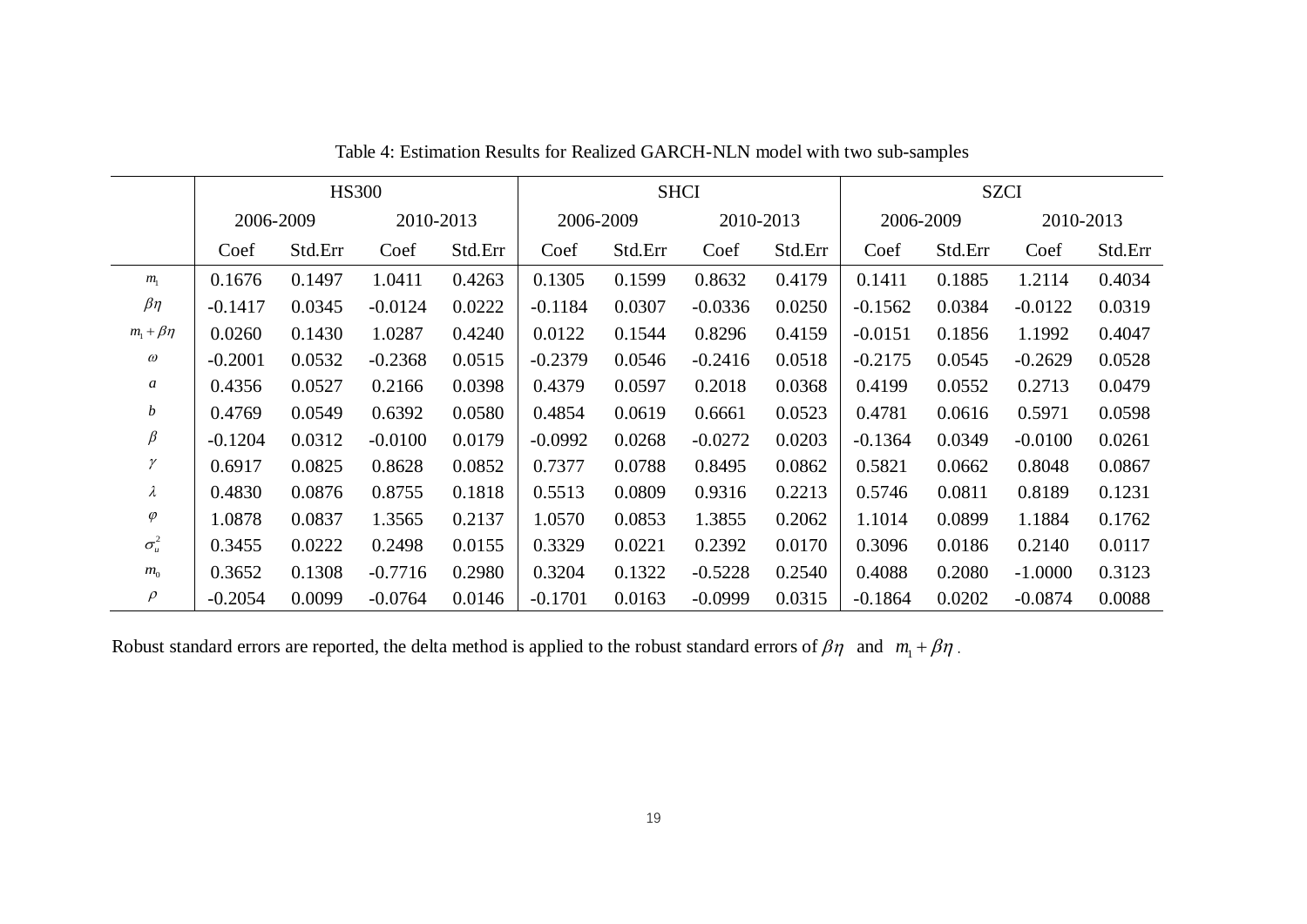Table 4: Estimation Results for Realized GARCH-NLN model with two sub-samples

| | HS300 | | | | SHCI | | | | SZCI | | | |
|---|---|---|---|---|---|---|---|---|---|---|---|---|
| | 2006-2009 | | 2010-2013 | | 2006-2009 | | 2010-2013 | | 2006-2009 | | 2010-2013 | |
| | Coef | Std.Err | Coef | Std.Err | Coef | Std.Err | Coef | Std.Err | Coef | Std.Err | Coef | Std.Err |
| $m_1$ | 0.1676 | 0.1497 | 1.0411 | 0.4263 | 0.1305 | 0.1599 | 0.8632 | 0.4179 | 0.1411 | 0.1885 | 1.2114 | 0.4034 |
| $\beta\eta$ | -0.1417 | 0.0345 | -0.0124 | 0.0222 | -0.1184 | 0.0307 | -0.0336 | 0.0250 | -0.1562 | 0.0384 | -0.0122 | 0.0319 |
| $m_1+\beta\eta$ | 0.0260 | 0.1430 | 1.0287 | 0.4240 | 0.0122 | 0.1544 | 0.8296 | 0.4159 | -0.0151 | 0.1856 | 1.1992 | 0.4047 |
| $\omega$ | -0.2001 | 0.0532 | -0.2368 | 0.0515 | -0.2379 | 0.0546 | -0.2416 | 0.0518 | -0.2175 | 0.0545 | -0.2629 | 0.0528 |
| $a$ | 0.4356 | 0.0527 | 0.2166 | 0.0398 | 0.4379 | 0.0597 | 0.2018 | 0.0368 | 0.4199 | 0.0552 | 0.2713 | 0.0479 |
| $b$ | 0.4769 | 0.0549 | 0.6392 | 0.0580 | 0.4854 | 0.0619 | 0.6661 | 0.0523 | 0.4781 | 0.0616 | 0.5971 | 0.0598 |
| $\beta$ | -0.1204 | 0.0312 | -0.0100 | 0.0179 | -0.0992 | 0.0268 | -0.0272 | 0.0203 | -0.1364 | 0.0349 | -0.0100 | 0.0261 |
| $\gamma$ | 0.6917 | 0.0825 | 0.8628 | 0.0852 | 0.7377 | 0.0788 | 0.8495 | 0.0862 | 0.5821 | 0.0662 | 0.8048 | 0.0867 |
| $\lambda$ | 0.4830 | 0.0876 | 0.8755 | 0.1818 | 0.5513 | 0.0809 | 0.9316 | 0.2213 | 0.5746 | 0.0811 | 0.8189 | 0.1231 |
| $\varphi$ | 1.0878 | 0.0837 | 1.3565 | 0.2137 | 1.0570 | 0.0853 | 1.3855 | 0.2062 | 1.1014 | 0.0899 | 1.1884 | 0.1762 |
| $\sigma_u^2$ | 0.3455 | 0.0222 | 0.2498 | 0.0155 | 0.3329 | 0.0221 | 0.2392 | 0.0170 | 0.3096 | 0.0186 | 0.2140 | 0.0117 |
| $m_0$ | 0.3652 | 0.1308 | -0.7716 | 0.2980 | 0.3204 | 0.1322 | -0.5228 | 0.2540 | 0.4088 | 0.2080 | -1.0000 | 0.3123 |
| $\rho$ | -0.2054 | 0.0099 | -0.0764 | 0.0146 | -0.1701 | 0.0163 | -0.0999 | 0.0315 | -0.1864 | 0.0202 | -0.0874 | 0.0088 |

Robust standard errors are reported, the delta method is applied to the robust standard errors of $\beta\eta$ and $m_1+\beta\eta$.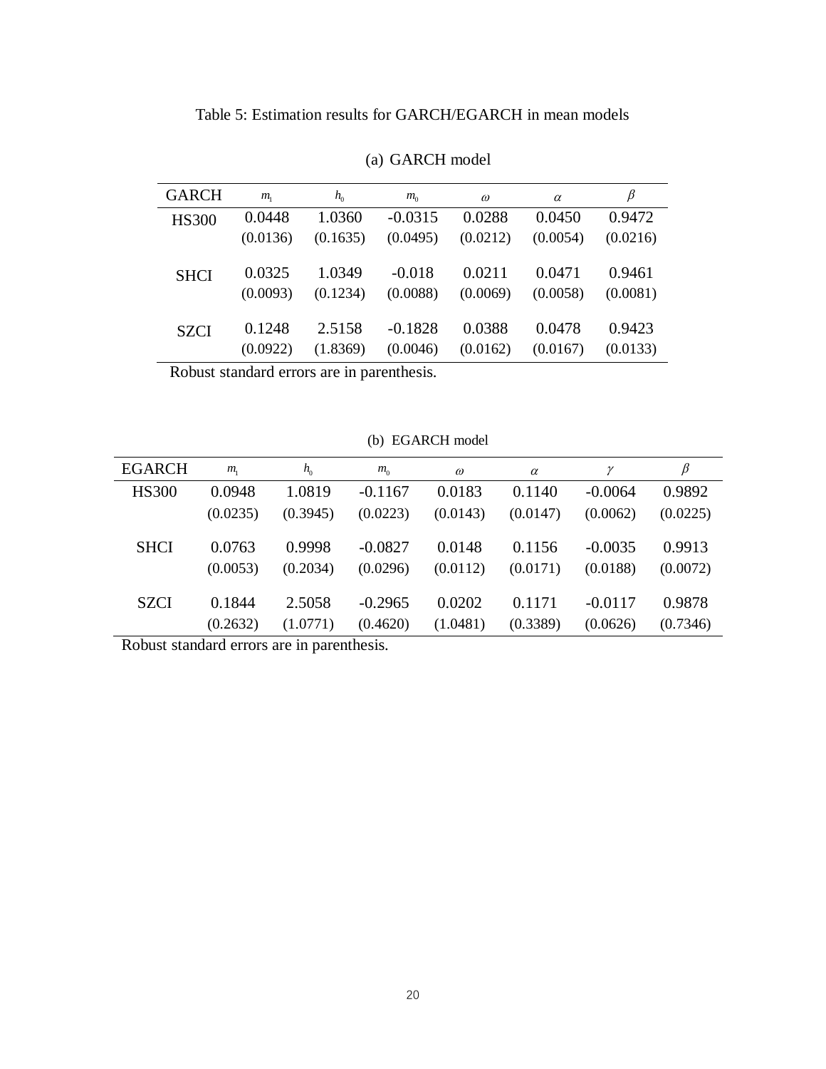Table 5: Estimation results for GARCH/EGARCH in mean models

(a) GARCH model

| GARCH | $m_1$ | $h_0$ | $m_0$ | $\omega$ | $\alpha$ | $\beta$ |
|---|---|---|---|---|---|---|
| HS300 | 0.0448 | 1.0360 | -0.0315 | 0.0288 | 0.0450 | 0.9472 |
| | (0.0136) | (0.1635) | (0.0495) | (0.0212) | (0.0054) | (0.0216) |
| SHCI | 0.0325 | 1.0349 | -0.018 | 0.0211 | 0.0471 | 0.9461 |
| | (0.0093) | (0.1234) | (0.0088) | (0.0069) | (0.0058) | (0.0081) |
| SZCI | 0.1248 | 2.5158 | -0.1828 | 0.0388 | 0.0478 | 0.9423 |
| | (0.0922) | (1.8369) | (0.0046) | (0.0162) | (0.0167) | (0.0133) |

Robust standard errors are in parenthesis.

(b) EGARCH model

| EGARCH | $m_1$ | $h_0$ | $m_0$ | $\omega$ | $\alpha$ | $\gamma$ | $\beta$ |
|---|---|---|---|---|---|---|---|
| HS300 | 0.0948 | 1.0819 | -0.1167 | 0.0183 | 0.1140 | -0.0064 | 0.9892 |
| | (0.0235) | (0.3945) | (0.0223) | (0.0143) | (0.0147) | (0.0062) | (0.0225) |
| SHCI | 0.0763 | 0.9998 | -0.0827 | 0.0148 | 0.1156 | -0.0035 | 0.9913 |
| | (0.0053) | (0.2034) | (0.0296) | (0.0112) | (0.0171) | (0.0188) | (0.0072) |
| SZCI | 0.1844 | 2.5058 | -0.2965 | 0.0202 | 0.1171 | -0.0117 | 0.9878 |
| | (0.2632) | (1.0771) | (0.4620) | (1.0481) | (0.3389) | (0.0626) | (0.7346) |

Robust standard errors are in parenthesis.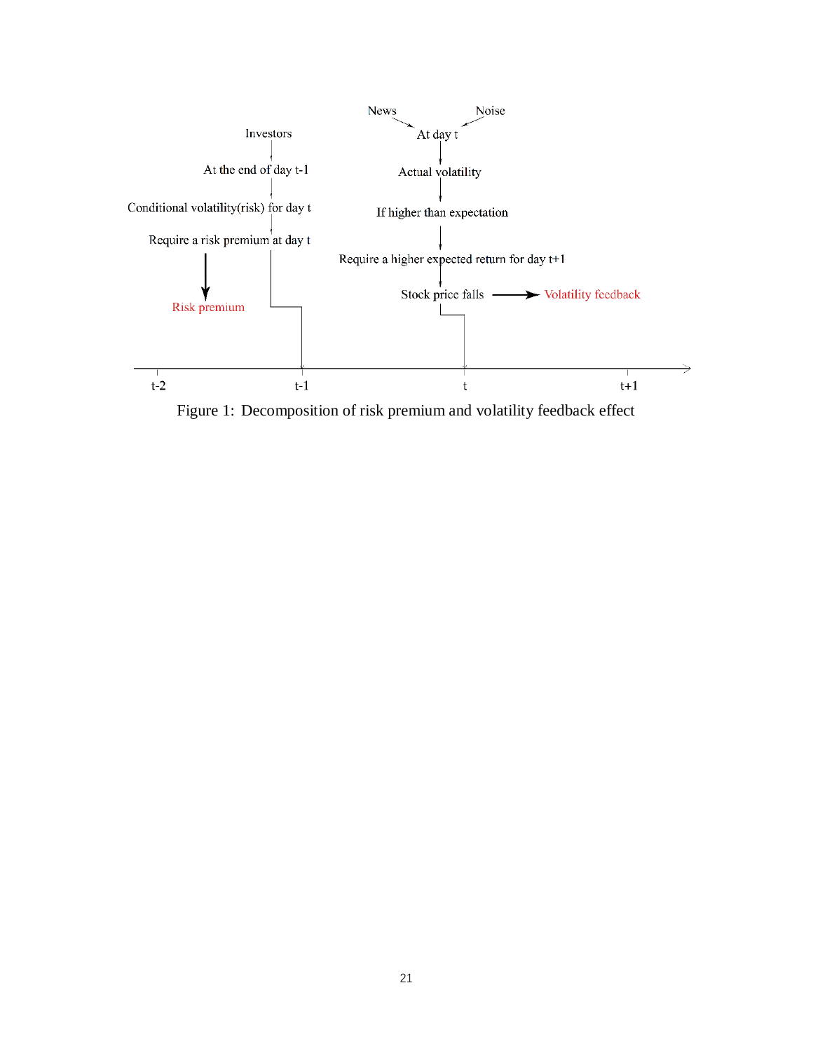Investors

At the end of day t-1

Conditional volatility(risk) for day t

Require a risk premium at day t

Risk premium

News

Noise

At day t

Actual volatility

If higher than expectation

Require a higher expected return for day t+1

Stock price falls

Volatility feedback

t-2

t-1

t

t+1

Figure 1: Decomposition of risk premium and volatility feedback effect